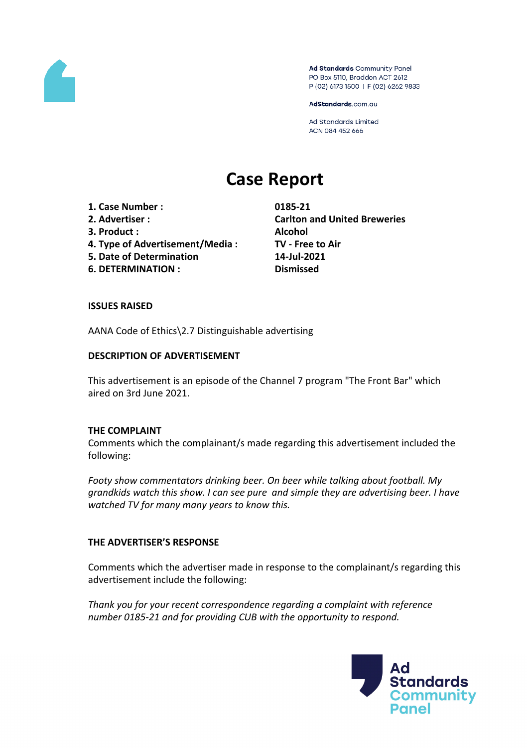Ad Standards Community Panel
PO Box 5110, Braddon ACT 2612
P (02) 6173 1500 | F (02) 6262 9833

AdStandards.com.au

Ad Standards Limited
ACN 084 452 666

# Case Report

| | |
|---|---|
| **1. Case Number :** | **0185-21** |
| **2. Advertiser :** | **Carlton and United Breweries** |
| **3. Product :** | **Alcohol** |
| **4. Type of Advertisement/Media :** | **TV - Free to Air** |
| **5. Date of Determination** | **14-Jul-2021** |
| **6. DETERMINATION :** | **Dismissed** |

## ISSUES RAISED

AANA Code of Ethics\2.7 Distinguishable advertising

## DESCRIPTION OF ADVERTISEMENT

This advertisement is an episode of the Channel 7 program "The Front Bar" which aired on 3rd June 2021.

## THE COMPLAINT

Comments which the complainant/s made regarding this advertisement included the following:

*Footy show commentators drinking beer. On beer while talking about football. My grandkids watch this show. I can see pure and simple they are advertising beer. I have watched TV for many many years to know this.*

## THE ADVERTISER'S RESPONSE

Comments which the advertiser made in response to the complainant/s regarding this advertisement include the following:

*Thank you for your recent correspondence regarding a complaint with reference number 0185-21 and for providing CUB with the opportunity to respond.*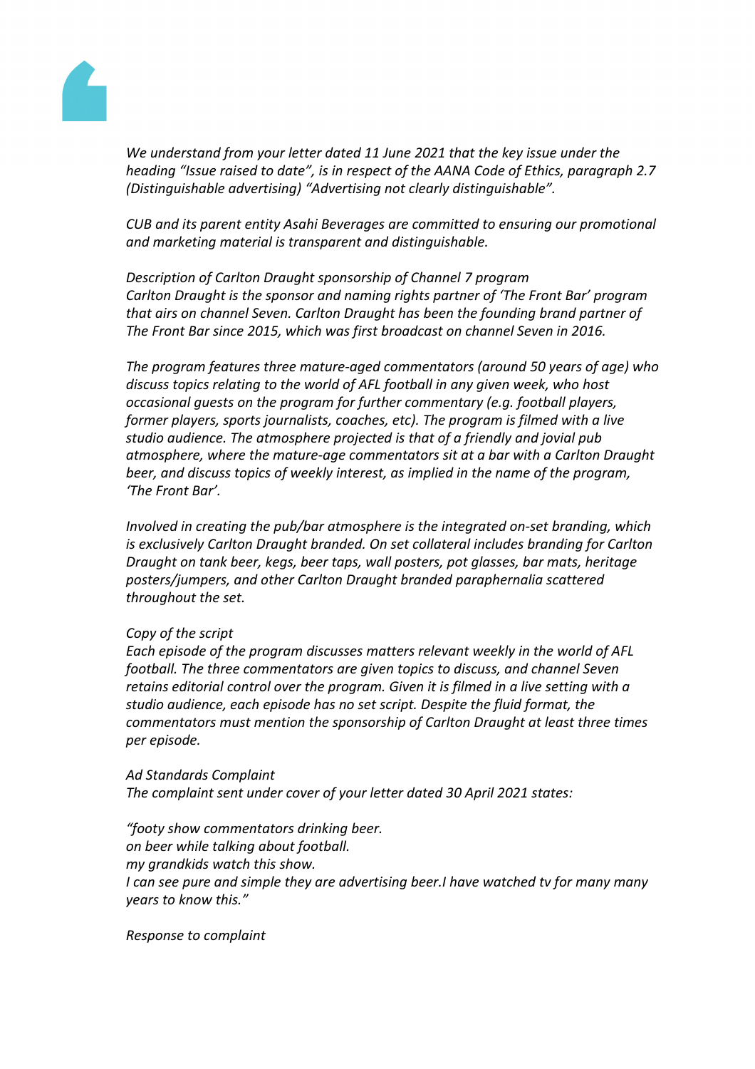*We understand from your letter dated 11 June 2021 that the key issue under the heading "Issue raised to date", is in respect of the AANA Code of Ethics, paragraph 2.7 (Distinguishable advertising) "Advertising not clearly distinguishable".*

*CUB and its parent entity Asahi Beverages are committed to ensuring our promotional and marketing material is transparent and distinguishable.*

*Description of Carlton Draught sponsorship of Channel 7 program*
*Carlton Draught is the sponsor and naming rights partner of 'The Front Bar' program that airs on channel Seven. Carlton Draught has been the founding brand partner of The Front Bar since 2015, which was first broadcast on channel Seven in 2016.*

*The program features three mature-aged commentators (around 50 years of age) who discuss topics relating to the world of AFL football in any given week, who host occasional guests on the program for further commentary (e.g. football players, former players, sports journalists, coaches, etc). The program is filmed with a live studio audience. The atmosphere projected is that of a friendly and jovial pub atmosphere, where the mature-age commentators sit at a bar with a Carlton Draught beer, and discuss topics of weekly interest, as implied in the name of the program, 'The Front Bar'.*

*Involved in creating the pub/bar atmosphere is the integrated on-set branding, which is exclusively Carlton Draught branded. On set collateral includes branding for Carlton Draught on tank beer, kegs, beer taps, wall posters, pot glasses, bar mats, heritage posters/jumpers, and other Carlton Draught branded paraphernalia scattered throughout the set.*

*Copy of the script*
*Each episode of the program discusses matters relevant weekly in the world of AFL football. The three commentators are given topics to discuss, and channel Seven retains editorial control over the program. Given it is filmed in a live setting with a studio audience, each episode has no set script. Despite the fluid format, the commentators must mention the sponsorship of Carlton Draught at least three times per episode.*

*Ad Standards Complaint*
*The complaint sent under cover of your letter dated 30 April 2021 states:*

*"footy show commentators drinking beer.*
*on beer while talking about football.*
*my grandkids watch this show.*
*I can see pure and simple they are advertising beer.I have watched tv for many many years to know this."*

*Response to complaint*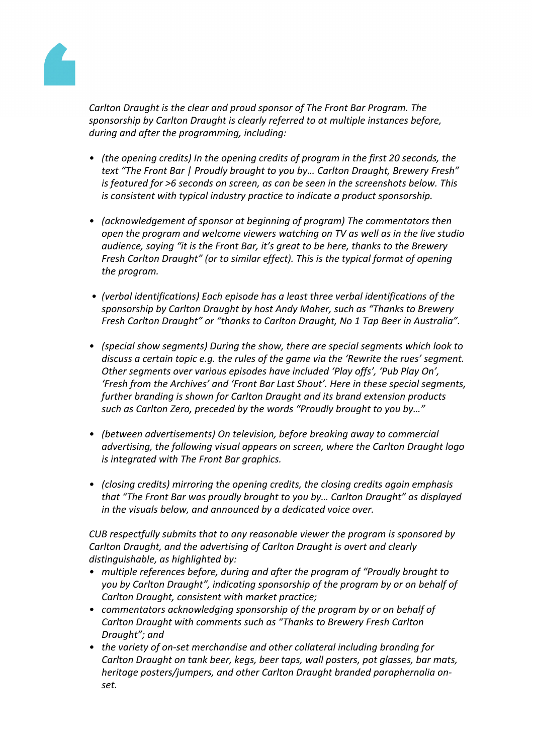*Carlton Draught is the clear and proud sponsor of The Front Bar Program. The sponsorship by Carlton Draught is clearly referred to at multiple instances before, during and after the programming, including:*

- *(the opening credits) In the opening credits of program in the first 20 seconds, the text "The Front Bar | Proudly brought to you by… Carlton Draught, Brewery Fresh" is featured for >6 seconds on screen, as can be seen in the screenshots below. This is consistent with typical industry practice to indicate a product sponsorship.*

- *(acknowledgement of sponsor at beginning of program) The commentators then open the program and welcome viewers watching on TV as well as in the live studio audience, saying "it is the Front Bar, it's great to be here, thanks to the Brewery Fresh Carlton Draught" (or to similar effect). This is the typical format of opening the program.*

- *(verbal identifications) Each episode has a least three verbal identifications of the sponsorship by Carlton Draught by host Andy Maher, such as "Thanks to Brewery Fresh Carlton Draught" or "thanks to Carlton Draught, No 1 Tap Beer in Australia".*

- *(special show segments) During the show, there are special segments which look to discuss a certain topic e.g. the rules of the game via the 'Rewrite the rues' segment. Other segments over various episodes have included 'Play offs', 'Pub Play On', 'Fresh from the Archives' and 'Front Bar Last Shout'. Here in these special segments, further branding is shown for Carlton Draught and its brand extension products such as Carlton Zero, preceded by the words "Proudly brought to you by…"*

- *(between advertisements) On television, before breaking away to commercial advertising, the following visual appears on screen, where the Carlton Draught logo is integrated with The Front Bar graphics.*

- *(closing credits) mirroring the opening credits, the closing credits again emphasis that "The Front Bar was proudly brought to you by… Carlton Draught" as displayed in the visuals below, and announced by a dedicated voice over.*

*CUB respectfully submits that to any reasonable viewer the program is sponsored by Carlton Draught, and the advertising of Carlton Draught is overt and clearly distinguishable, as highlighted by:*

- *multiple references before, during and after the program of "Proudly brought to you by Carlton Draught", indicating sponsorship of the program by or on behalf of Carlton Draught, consistent with market practice;*
- *commentators acknowledging sponsorship of the program by or on behalf of Carlton Draught with comments such as "Thanks to Brewery Fresh Carlton Draught"; and*
- *the variety of on-set merchandise and other collateral including branding for Carlton Draught on tank beer, kegs, beer taps, wall posters, pot glasses, bar mats, heritage posters/jumpers, and other Carlton Draught branded paraphernalia on-set.*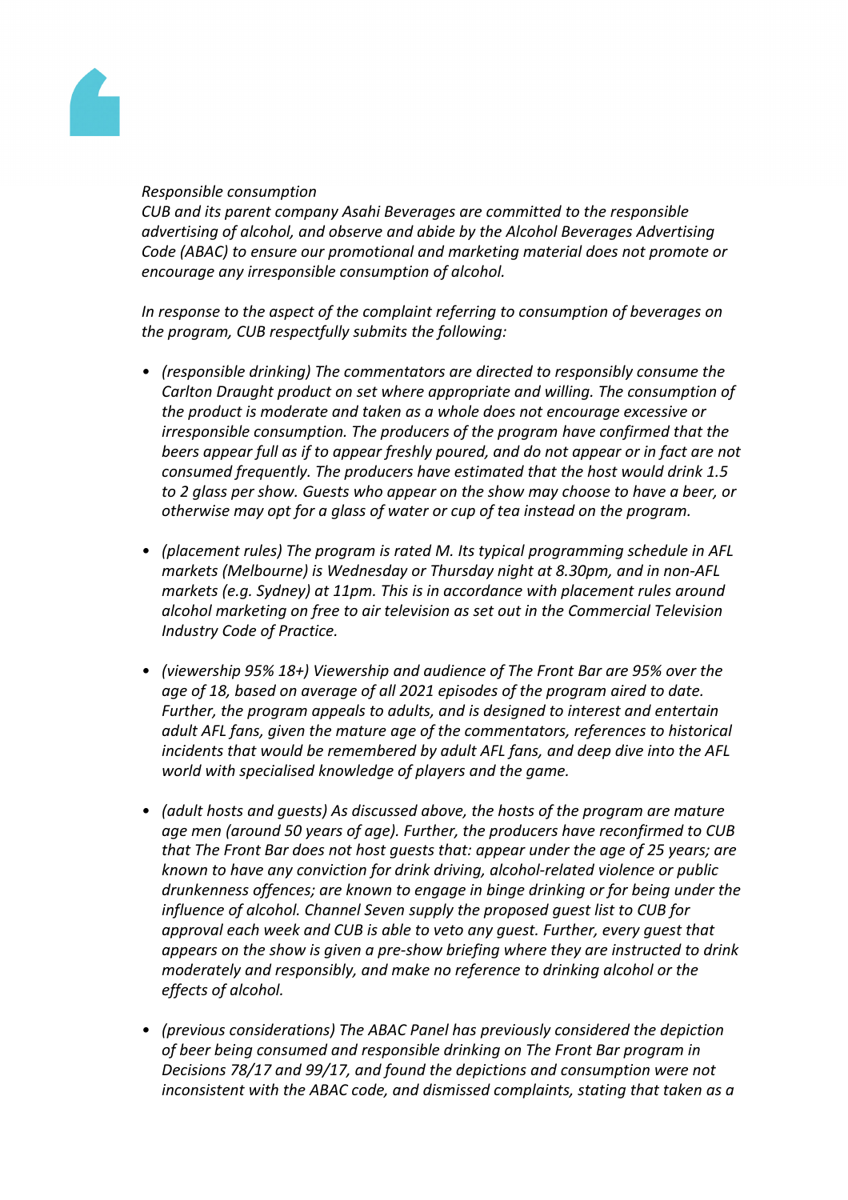*Responsible consumption*

*CUB and its parent company Asahi Beverages are committed to the responsible advertising of alcohol, and observe and abide by the Alcohol Beverages Advertising Code (ABAC) to ensure our promotional and marketing material does not promote or encourage any irresponsible consumption of alcohol.*

*In response to the aspect of the complaint referring to consumption of beverages on the program, CUB respectfully submits the following:*

- *(responsible drinking) The commentators are directed to responsibly consume the Carlton Draught product on set where appropriate and willing. The consumption of the product is moderate and taken as a whole does not encourage excessive or irresponsible consumption. The producers of the program have confirmed that the beers appear full as if to appear freshly poured, and do not appear or in fact are not consumed frequently. The producers have estimated that the host would drink 1.5 to 2 glass per show. Guests who appear on the show may choose to have a beer, or otherwise may opt for a glass of water or cup of tea instead on the program.*

- *(placement rules) The program is rated M. Its typical programming schedule in AFL markets (Melbourne) is Wednesday or Thursday night at 8.30pm, and in non-AFL markets (e.g. Sydney) at 11pm. This is in accordance with placement rules around alcohol marketing on free to air television as set out in the Commercial Television Industry Code of Practice.*

- *(viewership 95% 18+) Viewership and audience of The Front Bar are 95% over the age of 18, based on average of all 2021 episodes of the program aired to date. Further, the program appeals to adults, and is designed to interest and entertain adult AFL fans, given the mature age of the commentators, references to historical incidents that would be remembered by adult AFL fans, and deep dive into the AFL world with specialised knowledge of players and the game.*

- *(adult hosts and guests) As discussed above, the hosts of the program are mature age men (around 50 years of age). Further, the producers have reconfirmed to CUB that The Front Bar does not host guests that: appear under the age of 25 years; are known to have any conviction for drink driving, alcohol-related violence or public drunkenness offences; are known to engage in binge drinking or for being under the influence of alcohol. Channel Seven supply the proposed guest list to CUB for approval each week and CUB is able to veto any guest. Further, every guest that appears on the show is given a pre-show briefing where they are instructed to drink moderately and responsibly, and make no reference to drinking alcohol or the effects of alcohol.*

- *(previous considerations) The ABAC Panel has previously considered the depiction of beer being consumed and responsible drinking on The Front Bar program in Decisions 78/17 and 99/17, and found the depictions and consumption were not inconsistent with the ABAC code, and dismissed complaints, stating that taken as a*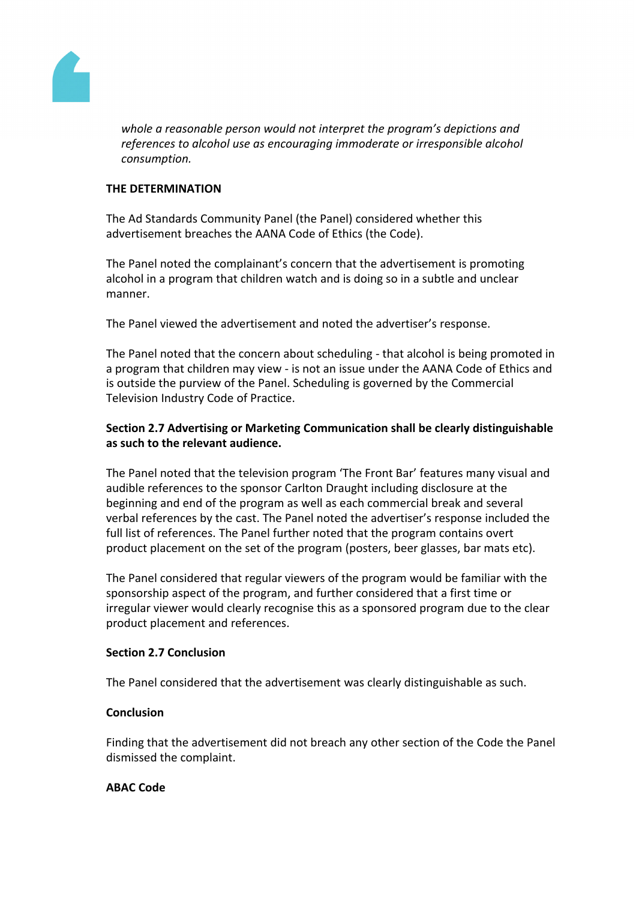*whole a reasonable person would not interpret the program's depictions and references to alcohol use as encouraging immoderate or irresponsible alcohol consumption.*

**THE DETERMINATION**

The Ad Standards Community Panel (the Panel) considered whether this advertisement breaches the AANA Code of Ethics (the Code).

The Panel noted the complainant's concern that the advertisement is promoting alcohol in a program that children watch and is doing so in a subtle and unclear manner.

The Panel viewed the advertisement and noted the advertiser's response.

The Panel noted that the concern about scheduling - that alcohol is being promoted in a program that children may view - is not an issue under the AANA Code of Ethics and is outside the purview of the Panel. Scheduling is governed by the Commercial Television Industry Code of Practice.

**Section 2.7 Advertising or Marketing Communication shall be clearly distinguishable as such to the relevant audience.**

The Panel noted that the television program 'The Front Bar' features many visual and audible references to the sponsor Carlton Draught including disclosure at the beginning and end of the program as well as each commercial break and several verbal references by the cast. The Panel noted the advertiser's response included the full list of references. The Panel further noted that the program contains overt product placement on the set of the program (posters, beer glasses, bar mats etc).

The Panel considered that regular viewers of the program would be familiar with the sponsorship aspect of the program, and further considered that a first time or irregular viewer would clearly recognise this as a sponsored program due to the clear product placement and references.

**Section 2.7 Conclusion**

The Panel considered that the advertisement was clearly distinguishable as such.

**Conclusion**

Finding that the advertisement did not breach any other section of the Code the Panel dismissed the complaint.

**ABAC Code**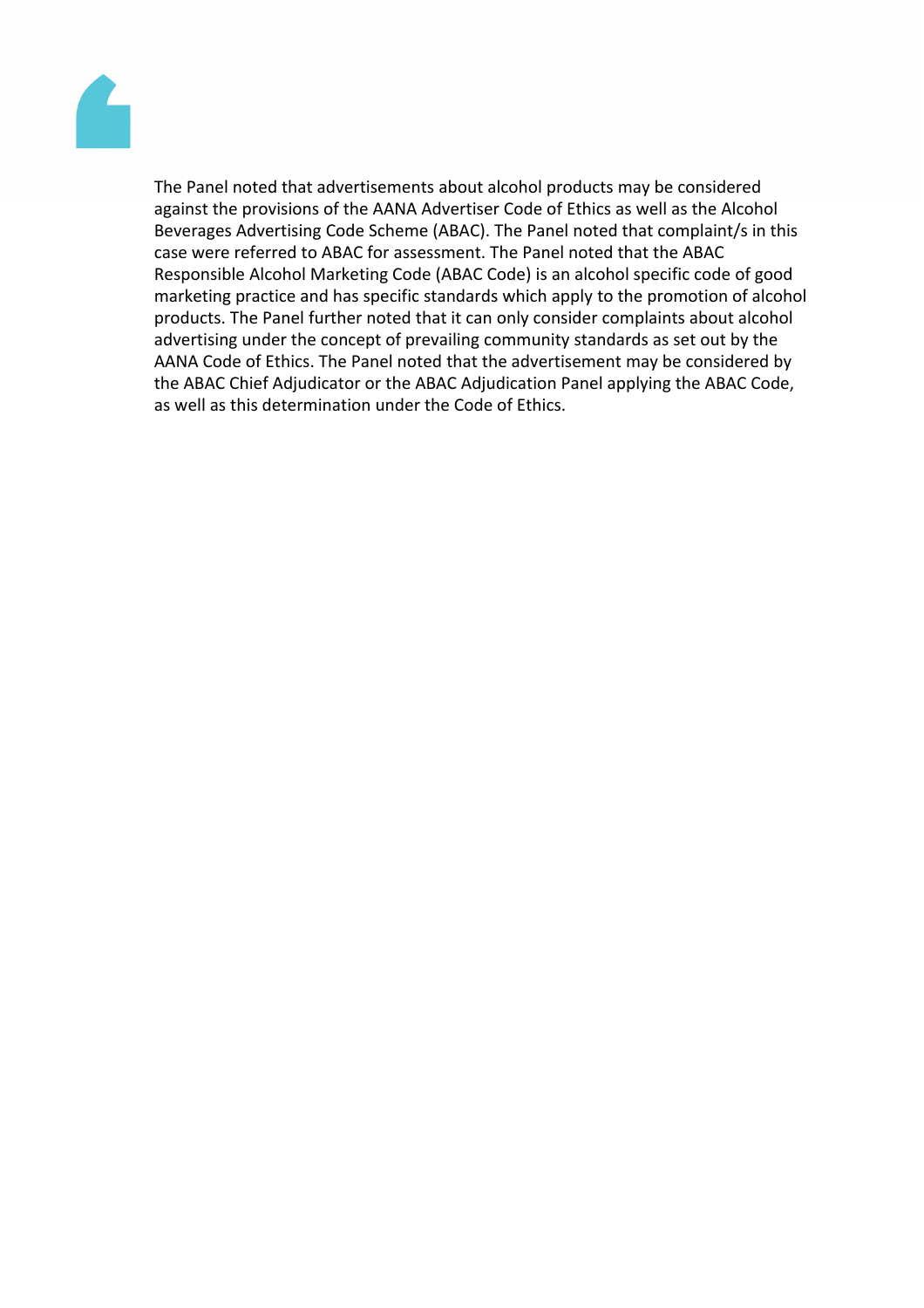The Panel noted that advertisements about alcohol products may be considered against the provisions of the AANA Advertiser Code of Ethics as well as the Alcohol Beverages Advertising Code Scheme (ABAC). The Panel noted that complaint/s in this case were referred to ABAC for assessment. The Panel noted that the ABAC Responsible Alcohol Marketing Code (ABAC Code) is an alcohol specific code of good marketing practice and has specific standards which apply to the promotion of alcohol products. The Panel further noted that it can only consider complaints about alcohol advertising under the concept of prevailing community standards as set out by the AANA Code of Ethics. The Panel noted that the advertisement may be considered by the ABAC Chief Adjudicator or the ABAC Adjudication Panel applying the ABAC Code, as well as this determination under the Code of Ethics.